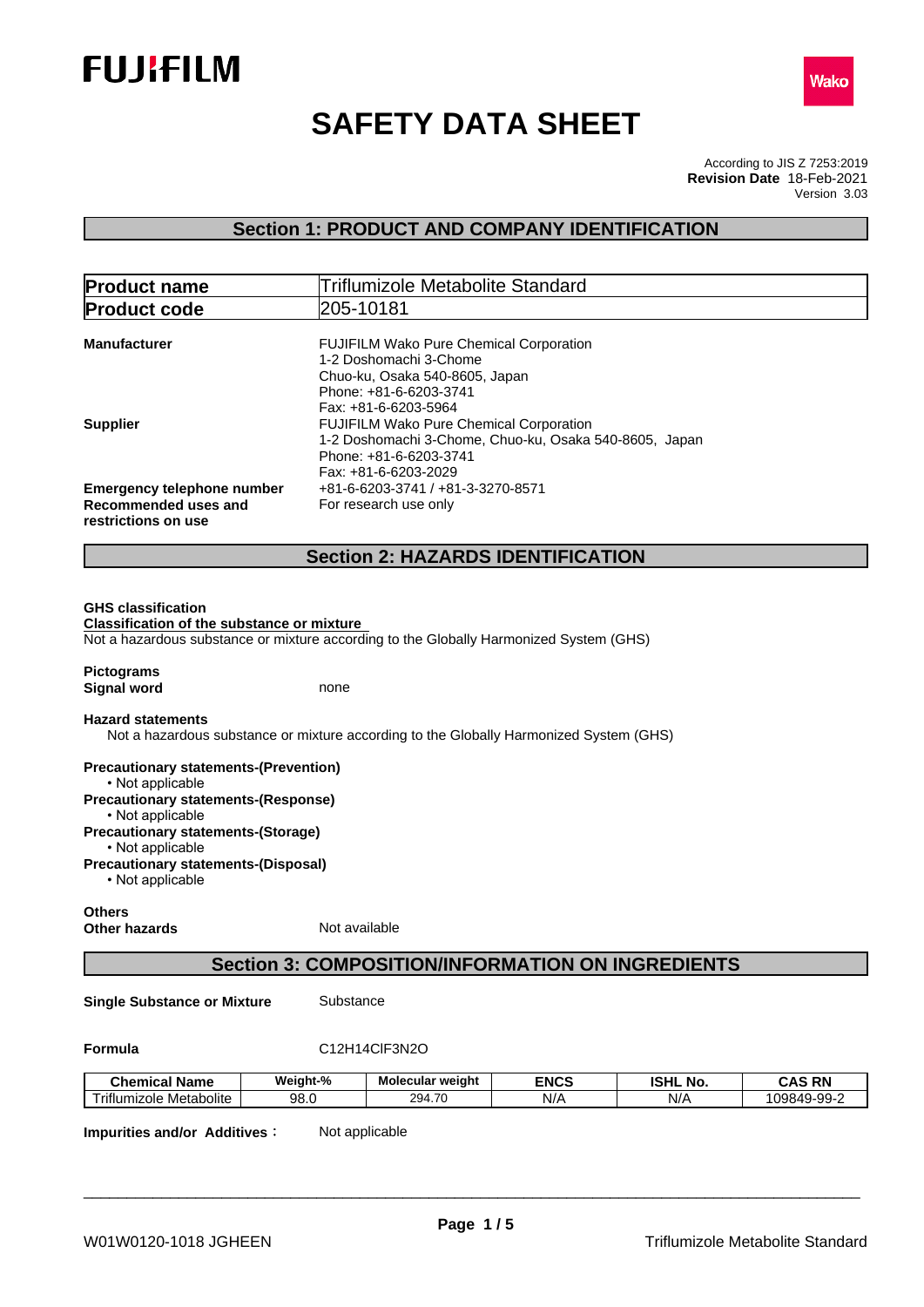FUJIFILM

Wako

# SAFETY DATA SHEET

According to JIS Z 7253:2019
**Revision Date** 18-Feb-2021
Version 3.03

## Section 1: PRODUCT AND COMPANY IDENTIFICATION

| **Product name** | Triflumizole Metabolite Standard |
| --- | --- |
| **Product code** | 205-10181 |

**Manufacturer**
FUJIFILM Wako Pure Chemical Corporation
1-2 Doshomachi 3-Chome
Chuo-ku, Osaka 540-8605, Japan
Phone: +81-6-6203-3741
Fax: +81-6-6203-5964

**Supplier**
FUJIFILM Wako Pure Chemical Corporation
1-2 Doshomachi 3-Chome, Chuo-ku, Osaka 540-8605, Japan
Phone: +81-6-6203-3741
Fax: +81-6-6203-2029

**Emergency telephone number** +81-6-6203-3741 / +81-3-3270-8571

**Recommended uses and restrictions on use** For research use only

## Section 2: HAZARDS IDENTIFICATION

**GHS classification**

**Classification of the substance or mixture**

Not a hazardous substance or mixture according to the Globally Harmonized System (GHS)

**Pictograms**

**Signal word** none

**Hazard statements**

Not a hazardous substance or mixture according to the Globally Harmonized System (GHS)

**Precautionary statements-(Prevention)**
- Not applicable

**Precautionary statements-(Response)**
- Not applicable

**Precautionary statements-(Storage)**
- Not applicable

**Precautionary statements-(Disposal)**
- Not applicable

**Others**

**Other hazards** Not available

## Section 3: COMPOSITION/INFORMATION ON INGREDIENTS

**Single Substance or Mixture** Substance

**Formula** C12H14ClF3N2O

| Chemical Name | Weight-% | Molecular weight | ENCS | ISHL No. | CAS RN |
| --- | --- | --- | --- | --- | --- |
| Triflumizole Metabolite | 98.0 | 294.70 | N/A | N/A | 109849-99-2 |

**Impurities and/or Additives :** Not applicable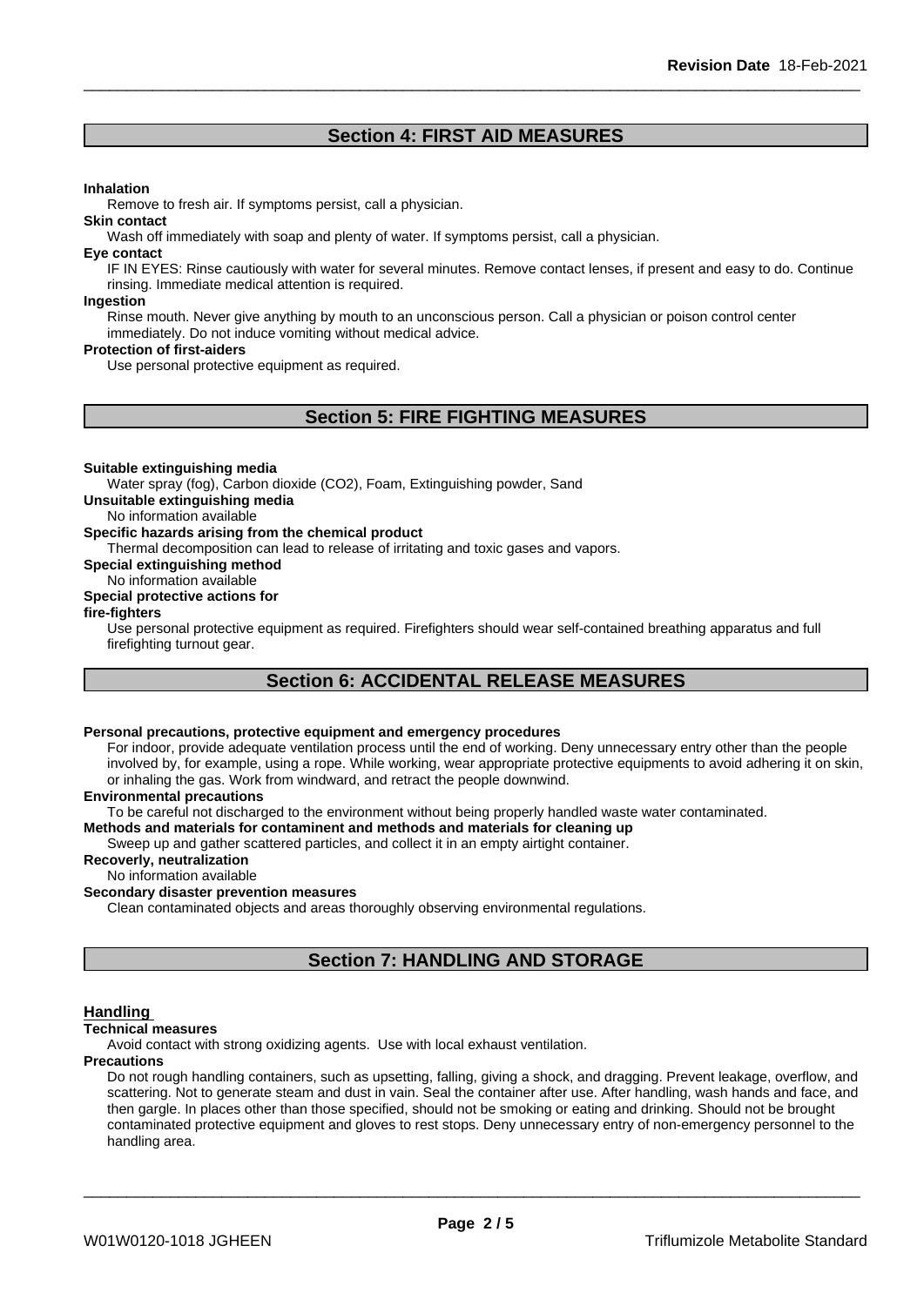## Section 4: FIRST AID MEASURES

**Inhalation**
Remove to fresh air. If symptoms persist, call a physician.

**Skin contact**
Wash off immediately with soap and plenty of water. If symptoms persist, call a physician.

**Eye contact**
IF IN EYES: Rinse cautiously with water for several minutes. Remove contact lenses, if present and easy to do. Continue rinsing. Immediate medical attention is required.

**Ingestion**
Rinse mouth. Never give anything by mouth to an unconscious person. Call a physician or poison control center immediately. Do not induce vomiting without medical advice.

**Protection of first-aiders**
Use personal protective equipment as required.

## Section 5: FIRE FIGHTING MEASURES

**Suitable extinguishing media**
Water spray (fog), Carbon dioxide ($CO_2$), Foam, Extinguishing powder, Sand

**Unsuitable extinguishing media**
No information available

**Specific hazards arising from the chemical product**
Thermal decomposition can lead to release of irritating and toxic gases and vapors.

**Special extinguishing method**
No information available

**Special protective actions for fire-fighters**
Use personal protective equipment as required. Firefighters should wear self-contained breathing apparatus and full firefighting turnout gear.

## Section 6: ACCIDENTAL RELEASE MEASURES

**Personal precautions, protective equipment and emergency procedures**
For indoor, provide adequate ventilation process until the end of working. Deny unnecessary entry other than the people involved by, for example, using a rope. While working, wear appropriate protective equipments to avoid adhering it on skin, or inhaling the gas. Work from windward, and retract the people downwind.

**Environmental precautions**
To be careful not discharged to the environment without being properly handled waste water contaminated.

**Methods and materials for contaminent and methods and materials for cleaning up**
Sweep up and gather scattered particles, and collect it in an empty airtight container.

**Recoverly, neutralization**
No information available

**Secondary disaster prevention measures**
Clean contaminated objects and areas thoroughly observing environmental regulations.

## Section 7: HANDLING AND STORAGE

### Handling

**Technical measures**
Avoid contact with strong oxidizing agents. Use with local exhaust ventilation.

**Precautions**
Do not rough handling containers, such as upsetting, falling, giving a shock, and dragging. Prevent leakage, overflow, and scattering. Not to generate steam and dust in vain. Seal the container after use. After handling, wash hands and face, and then gargle. In places other than those specified, should not be smoking or eating and drinking. Should not be brought contaminated protective equipment and gloves to rest stops. Deny unnecessary entry of non-emergency personnel to the handling area.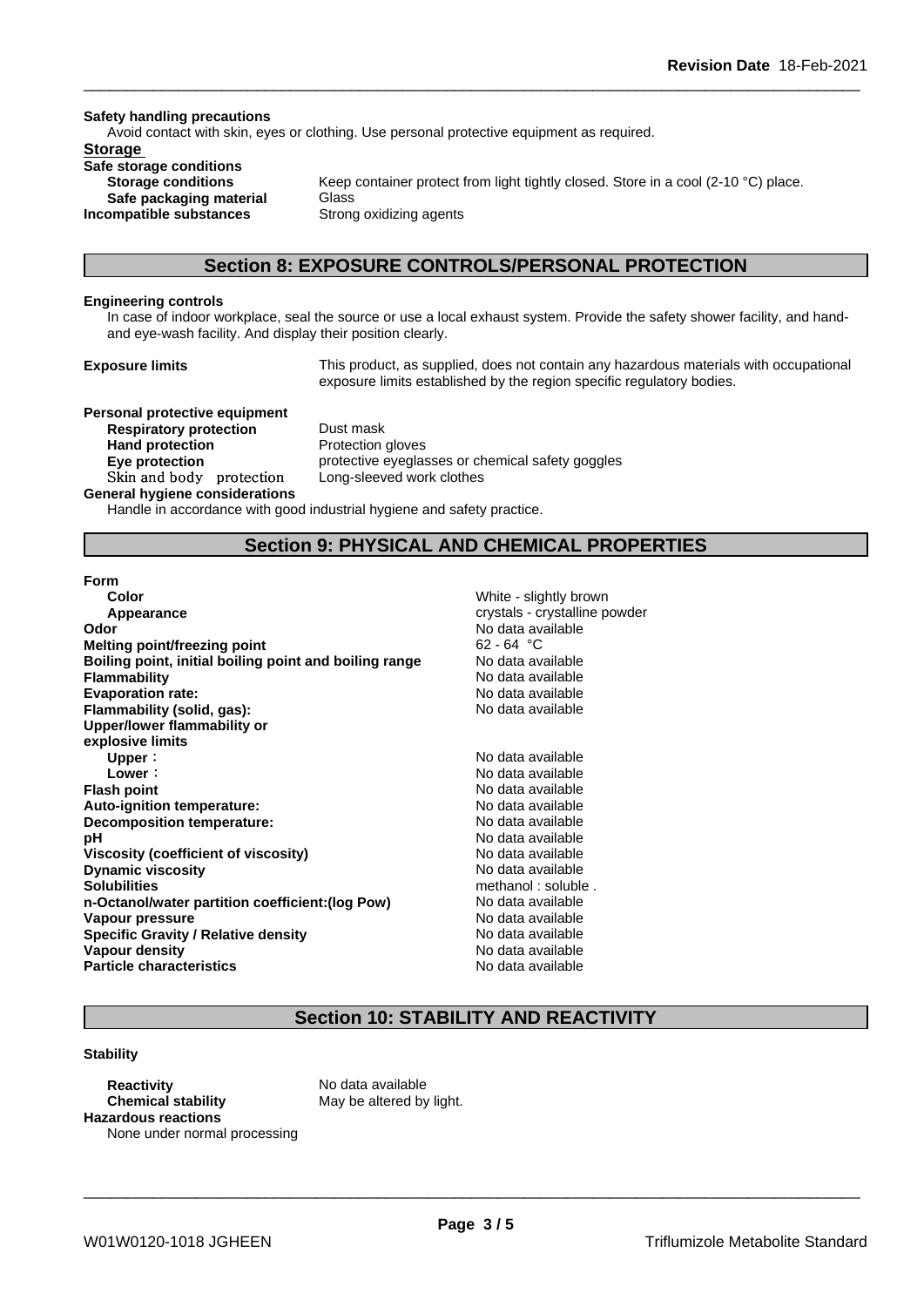**Safety handling precautions**

Avoid contact with skin, eyes or clothing. Use personal protective equipment as required.

**Storage**

**Safe storage conditions**

| | |
|---|---|
| **Storage conditions** | Keep container protect from light tightly closed. Store in a cool (2-10 °C) place. |
| **Safe packaging material** | Glass |
| **Incompatible substances** | Strong oxidizing agents |

## Section 8: EXPOSURE CONTROLS/PERSONAL PROTECTION

**Engineering controls**

In case of indoor workplace, seal the source or use a local exhaust system. Provide the safety shower facility, and hand- and eye-wash facility. And display their position clearly.

**Exposure limits** This product, as supplied, does not contain any hazardous materials with occupational exposure limits established by the region specific regulatory bodies.

**Personal protective equipment**

| | |
|---|---|
| **Respiratory protection** | Dust mask |
| **Hand protection** | Protection gloves |
| **Eye protection** | protective eyeglasses or chemical safety goggles |
| Skin and body protection | Long-sleeved work clothes |

**General hygiene considerations**

Handle in accordance with good industrial hygiene and safety practice.

## Section 9: PHYSICAL AND CHEMICAL PROPERTIES

**Form**

| | |
|---|---|
| **Color** | White - slightly brown |
| **Appearance** | crystals - crystalline powder |
| **Odor** | No data available |
| **Melting point/freezing point** | 62 - 64 °C |
| **Boiling point, initial boiling point and boiling range** | No data available |
| **Flammability** | No data available |
| **Evaporation rate:** | No data available |
| **Flammability (solid, gas):** | No data available |
| **Upper/lower flammability or explosive limits** | |
| **Upper**： | No data available |
| **Lower**： | No data available |
| **Flash point** | No data available |
| **Auto-ignition temperature:** | No data available |
| **Decomposition temperature:** | No data available |
| **pH** | No data available |
| **Viscosity (coefficient of viscosity)** | No data available |
| **Dynamic viscosity** | No data available |
| **Solubilities** | methanol : soluble . |
| **n-Octanol/water partition coefficient:(log Pow)** | No data available |
| **Vapour pressure** | No data available |
| **Specific Gravity / Relative density** | No data available |
| **Vapour density** | No data available |
| **Particle characteristics** | No data available |

## Section 10: STABILITY AND REACTIVITY

**Stability**

| | |
|---|---|
| **Reactivity** | No data available |
| **Chemical stability** | May be altered by light. |

**Hazardous reactions**

None under normal processing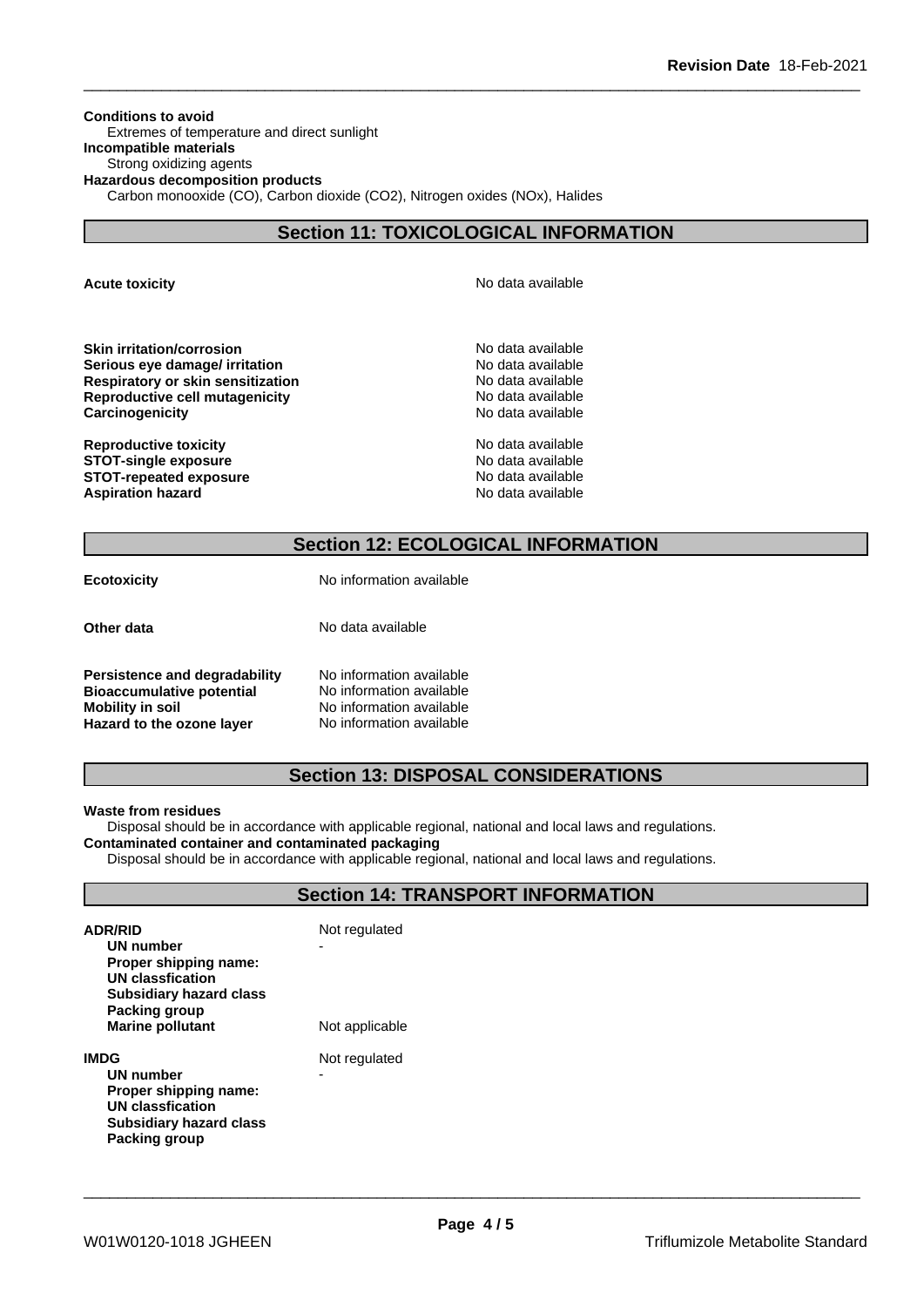**Conditions to avoid**
Extremes of temperature and direct sunlight
**Incompatible materials**
Strong oxidizing agents
**Hazardous decomposition products**
Carbon monooxide (CO), Carbon dioxide ($CO_2$), Nitrogen oxides (NOx), Halides

## Section 11: TOXICOLOGICAL INFORMATION

| | |
|---|---|
| **Acute toxicity** | No data available |
| **Skin irritation/corrosion** | No data available |
| **Serious eye damage/ irritation** | No data available |
| **Respiratory or skin sensitization** | No data available |
| **Reproductive cell mutagenicity** | No data available |
| **Carcinogenicity** | No data available |
| **Reproductive toxicity** | No data available |
| **STOT-single exposure** | No data available |
| **STOT-repeated exposure** | No data available |
| **Aspiration hazard** | No data available |

## Section 12: ECOLOGICAL INFORMATION

| | |
|---|---|
| **Ecotoxicity** | No information available |
| **Other data** | No data available |
| **Persistence and degradability** | No information available |
| **Bioaccumulative potential** | No information available |
| **Mobility in soil** | No information available |
| **Hazard to the ozone layer** | No information available |

## Section 13: DISPOSAL CONSIDERATIONS

**Waste from residues**
Disposal should be in accordance with applicable regional, national and local laws and regulations.
**Contaminated container and contaminated packaging**
Disposal should be in accordance with applicable regional, national and local laws and regulations.

## Section 14: TRANSPORT INFORMATION

| | |
|---|---|
| **ADR/RID** | Not regulated |
| **UN number** | - |
| **Proper shipping name:** | |
| **UN classfication** | |
| **Subsidiary hazard class** | |
| **Packing group** | |
| **Marine pollutant** | Not applicable |
| **IMDG** | Not regulated |
| **UN number** | - |
| **Proper shipping name:** | |
| **UN classfication** | |
| **Subsidiary hazard class** | |
| **Packing group** | |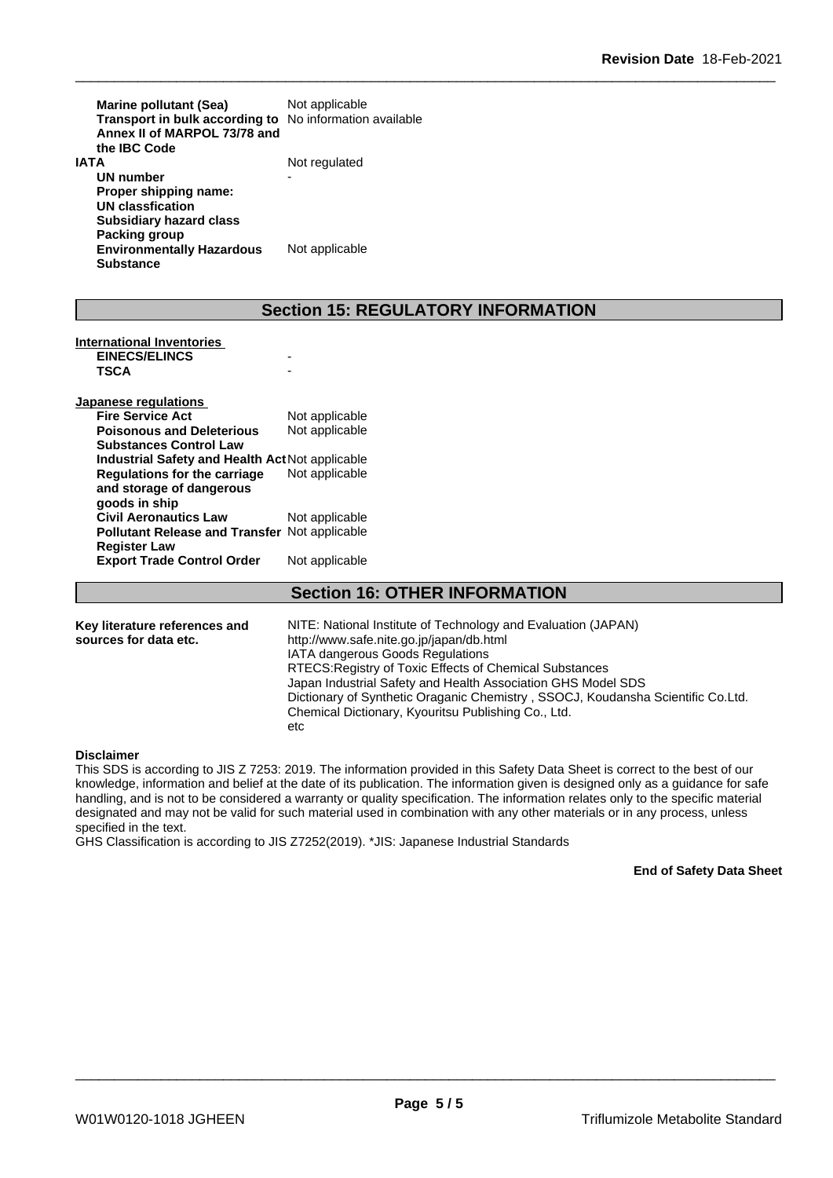| | |
|---|---|
| **Marine pollutant (Sea)** | Not applicable |
| **Transport in bulk according to Annex II of MARPOL 73/78 and the IBC Code** | No information available |
| **IATA** | Not regulated |
| **UN number** | - |
| **Proper shipping name:** | |
| **UN classfication** | |
| **Subsidiary hazard class** | |
| **Packing group** | |
| **Environmentally Hazardous Substance** | Not applicable |

## Section 15: REGULATORY INFORMATION

**International Inventories**

| | |
|---|---|
| **EINECS/ELINCS** | - |
| **TSCA** | - |

**Japanese regulations**

| | |
|---|---|
| **Fire Service Act** | Not applicable |
| **Poisonous and Deleterious Substances Control Law** | Not applicable |
| **Industrial Safety and Health Act** | Not applicable |
| **Regulations for the carriage and storage of dangerous goods in ship** | Not applicable |
| **Civil Aeronautics Law** | Not applicable |
| **Pollutant Release and Transfer Register Law** | Not applicable |
| **Export Trade Control Order** | Not applicable |

## Section 16: OTHER INFORMATION

**Key literature references and sources for data etc.**

NITE: National Institute of Technology and Evaluation (JAPAN)
http://www.safe.nite.go.jp/japan/db.html
IATA dangerous Goods Regulations
RTECS:Registry of Toxic Effects of Chemical Substances
Japan Industrial Safety and Health Association GHS Model SDS
Dictionary of Synthetic Oraganic Chemistry , SSOCJ, Koudansha Scientific Co.Ltd.
Chemical Dictionary, Kyouritsu Publishing Co., Ltd.
etc

**Disclaimer**

This SDS is according to JIS Z 7253: 2019. The information provided in this Safety Data Sheet is correct to the best of our knowledge, information and belief at the date of its publication. The information given is designed only as a guidance for safe handling, and is not to be considered a warranty or quality specification. The information relates only to the specific material designated and may not be valid for such material used in combination with any other materials or in any process, unless specified in the text.
GHS Classification is according to JIS Z7252(2019). *JIS: Japanese Industrial Standards

**End of Safety Data Sheet**